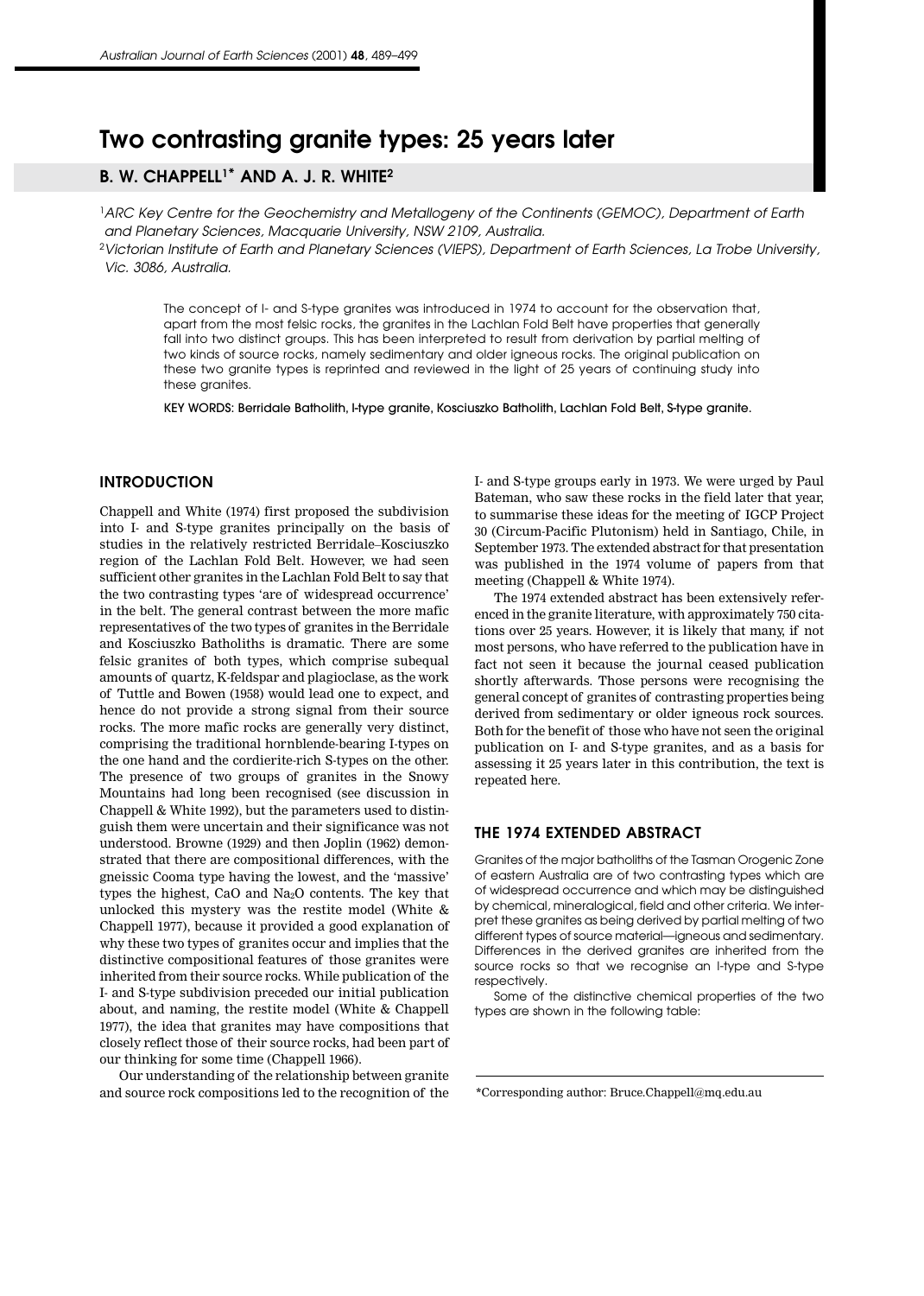# Two contrasting granite types: 25 years later

## B. W. CHAPPELL[1*] AND A. J. R. WHITE[2]

[1]*ARC Key Centre for the Geochemistry and Metallogeny of the Continents (GEMOC), Department of Earth and Planetary Sciences, Macquarie University, NSW 2109, Australia.*

[2]*Victorian Institute of Earth and Planetary Sciences (VIEPS), Department of Earth Sciences, La Trobe University, Vic. 3086, Australia.*

The concept of I- and S-type granites was introduced in 1974 to account for the observation that, apart from the most felsic rocks, the granites in the Lachlan Fold Belt have properties that generally fall into two distinct groups. This has been interpreted to result from derivation by partial melting of two kinds of source rocks, namely sedimentary and older igneous rocks. The original publication on these two granite types is reprinted and reviewed in the light of 25 years of continuing study into these granites.

KEY WORDS: Berridale Batholith, I-type granite, Kosciuszko Batholith, Lachlan Fold Belt, S-type granite.

## INTRODUCTION

Chappell and White (1974) first proposed the subdivision into I- and S-type granites principally on the basis of studies in the relatively restricted Berridale–Kosciuszko region of the Lachlan Fold Belt. However, we had seen sufficient other granites in the Lachlan Fold Belt to say that the two contrasting types 'are of widespread occurrence' in the belt. The general contrast between the more mafic representatives of the two types of granites in the Berridale and Kosciuszko Batholiths is dramatic. There are some felsic granites of both types, which comprise subequal amounts of quartz, K-feldspar and plagioclase, as the work of Tuttle and Bowen (1958) would lead one to expect, and hence do not provide a strong signal from their source rocks. The more mafic rocks are generally very distinct, comprising the traditional hornblende-bearing I-types on the one hand and the cordierite-rich S-types on the other. The presence of two groups of granites in the Snowy Mountains had long been recognised (see discussion in Chappell & White 1992), but the parameters used to distinguish them were uncertain and their significance was not understood. Browne (1929) and then Joplin (1962) demonstrated that there are compositional differences, with the gneissic Cooma type having the lowest, and the 'massive' types the highest, CaO and $Na_2O$ contents. The key that unlocked this mystery was the restite model (White & Chappell 1977), because it provided a good explanation of why these two types of granites occur and implies that the distinctive compositional features of those granites were inherited from their source rocks. While publication of the I- and S-type subdivision preceded our initial publication about, and naming, the restite model (White & Chappell 1977), the idea that granites may have compositions that closely reflect those of their source rocks, had been part of our thinking for some time (Chappell 1966).

Our understanding of the relationship between granite and source rock compositions led to the recognition of the I- and S-type groups early in 1973. We were urged by Paul Bateman, who saw these rocks in the field later that year, to summarise these ideas for the meeting of IGCP Project 30 (Circum-Pacific Plutonism) held in Santiago, Chile, in September 1973. The extended abstract for that presentation was published in the 1974 volume of papers from that meeting (Chappell & White 1974).

The 1974 extended abstract has been extensively referenced in the granite literature, with approximately 750 citations over 25 years. However, it is likely that many, if not most persons, who have referred to the publication have in fact not seen it because the journal ceased publication shortly afterwards. Those persons were recognising the general concept of granites of contrasting properties being derived from sedimentary or older igneous rock sources. Both for the benefit of those who have not seen the original publication on I- and S-type granites, and as a basis for assessing it 25 years later in this contribution, the text is repeated here.

## THE 1974 EXTENDED ABSTRACT

Granites of the major batholiths of the Tasman Orogenic Zone of eastern Australia are of two contrasting types which are of widespread occurrence and which may be distinguished by chemical, mineralogical, field and other criteria. We interpret these granites as being derived by partial melting of two different types of source material—igneous and sedimentary. Differences in the derived granites are inherited from the source rocks so that we recognise an I-type and S-type respectively.

Some of the distinctive chemical properties of the two types are shown in the following table:

*Corresponding author: Bruce.Chappell@mq.edu.au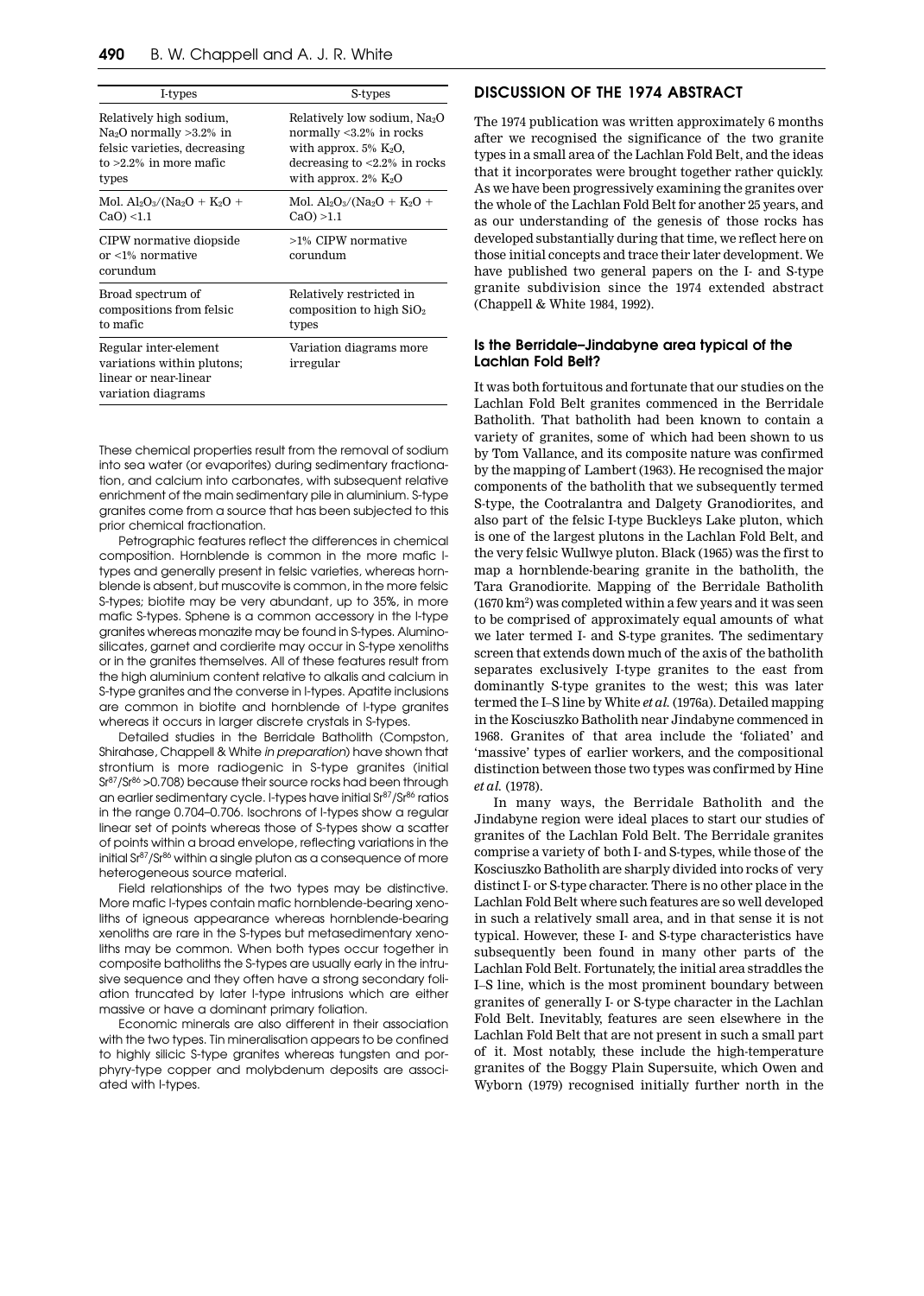| I-types | S-types |
| --- | --- |
| Relatively high sodium, $Na_2O$ normally >3.2% in felsic varieties, decreasing to >2.2% in more mafic types | Relatively low sodium, $Na_2O$ normally <3.2% in rocks with approx. 5% $K_2O$, decreasing to <2.2% in rocks with approx. 2% $K_2O$ |
| Mol. $Al_2O_3/(Na_2O + K_2O + CaO)$ <1.1 | Mol. $Al_2O_3/(Na_2O + K_2O + CaO)$ >1.1 |
| CIPW normative diopside or <1% normative corundum | >1% CIPW normative corundum |
| Broad spectrum of compositions from felsic to mafic | Relatively restricted in composition to high $SiO_2$ types |
| Regular inter-element variations within plutons; linear or near-linear variation diagrams | Variation diagrams more irregular |

These chemical properties result from the removal of sodium into sea water (or evaporites) during sedimentary fractionation, and calcium into carbonates, with subsequent relative enrichment of the main sedimentary pile in aluminium. S-type granites come from a source that has been subjected to this prior chemical fractionation.

Petrographic features reflect the differences in chemical composition. Hornblende is common in the more mafic I-types and generally present in felsic varieties, whereas hornblende is absent, but muscovite is common, in the more felsic S-types; biotite may be very abundant, up to 35%, in more mafic S-types. Sphene is a common accessory in the I-type granites whereas monazite may be found in S-types. Aluminosilicates, garnet and cordierite may occur in S-type xenoliths or in the granites themselves. All of these features result from the high aluminium content relative to alkalis and calcium in S-type granites and the converse in I-types. Apatite inclusions are common in biotite and hornblende of I-type granites whereas it occurs in larger discrete crystals in S-types.

Detailed studies in the Berridale Batholith (Compston, Shirahase, Chappell & White *in preparation*) have shown that strontium is more radiogenic in S-type granites (initial $Sr^{87}/Sr^{86}$ >0.708) because their source rocks had been through an earlier sedimentary cycle. I-types have initial $Sr^{87}/Sr^{86}$ ratios in the range 0.704–0.706. Isochrons of I-types show a regular linear set of points whereas those of S-types show a scatter of points within a broad envelope, reflecting variations in the initial $Sr^{87}/Sr^{86}$ within a single pluton as a consequence of more heterogeneous source material.

Field relationships of the two types may be distinctive. More mafic I-types contain mafic hornblende-bearing xenoliths of igneous appearance whereas hornblende-bearing xenoliths are rare in the S-types but metasedimentary xenoliths may be common. When both types occur together in composite batholiths the S-types are usually early in the intrusive sequence and they often have a strong secondary foliation truncated by later I-type intrusions which are either massive or have a dominant primary foliation.

Economic minerals are also different in their association with the two types. Tin mineralisation appears to be confined to highly silicic S-type granites whereas tungsten and porphyry-type copper and molybdenum deposits are associated with I-types.

## DISCUSSION OF THE 1974 ABSTRACT

The 1974 publication was written approximately 6 months after we recognised the significance of the two granite types in a small area of the Lachlan Fold Belt, and the ideas that it incorporates were brought together rather quickly. As we have been progressively examining the granites over the whole of the Lachlan Fold Belt for another 25 years, and as our understanding of the genesis of those rocks has developed substantially during that time, we reflect here on those initial concepts and trace their later development. We have published two general papers on the I- and S-type granite subdivision since the 1974 extended abstract (Chappell & White 1984, 1992).

### Is the Berridale–Jindabyne area typical of the Lachlan Fold Belt?

It was both fortuitous and fortunate that our studies on the Lachlan Fold Belt granites commenced in the Berridale Batholith. That batholith had been known to contain a variety of granites, some of which had been shown to us by Tom Vallance, and its composite nature was confirmed by the mapping of Lambert (1963). He recognised the major components of the batholith that we subsequently termed S-type, the Cootralantra and Dalgety Granodiorites, and also part of the felsic I-type Buckleys Lake pluton, which is one of the largest plutons in the Lachlan Fold Belt, and the very felsic Wullwye pluton. Black (1965) was the first to map a hornblende-bearing granite in the batholith, the Tara Granodiorite. Mapping of the Berridale Batholith (1670 $km^2$) was completed within a few years and it was seen to be comprised of approximately equal amounts of what we later termed I- and S-type granites. The sedimentary screen that extends down much of the axis of the batholith separates exclusively I-type granites to the east from dominantly S-type granites to the west; this was later termed the I–S line by White *et al.* (1976a). Detailed mapping in the Kosciuszko Batholith near Jindabyne commenced in 1968. Granites of that area include the 'foliated' and 'massive' types of earlier workers, and the compositional distinction between those two types was confirmed by Hine *et al.* (1978).

In many ways, the Berridale Batholith and the Jindabyne region were ideal places to start our studies of granites of the Lachlan Fold Belt. The Berridale granites comprise a variety of both I- and S-types, while those of the Kosciuszko Batholith are sharply divided into rocks of very distinct I- or S-type character. There is no other place in the Lachlan Fold Belt where such features are so well developed in such a relatively small area, and in that sense it is not typical. However, these I- and S-type characteristics have subsequently been found in many other parts of the Lachlan Fold Belt. Fortunately, the initial area straddles the I–S line, which is the most prominent boundary between granites of generally I- or S-type character in the Lachlan Fold Belt. Inevitably, features are seen elsewhere in the Lachlan Fold Belt that are not present in such a small part of it. Most notably, these include the high-temperature granites of the Boggy Plain Supersuite, which Owen and Wyborn (1979) recognised initially further north in the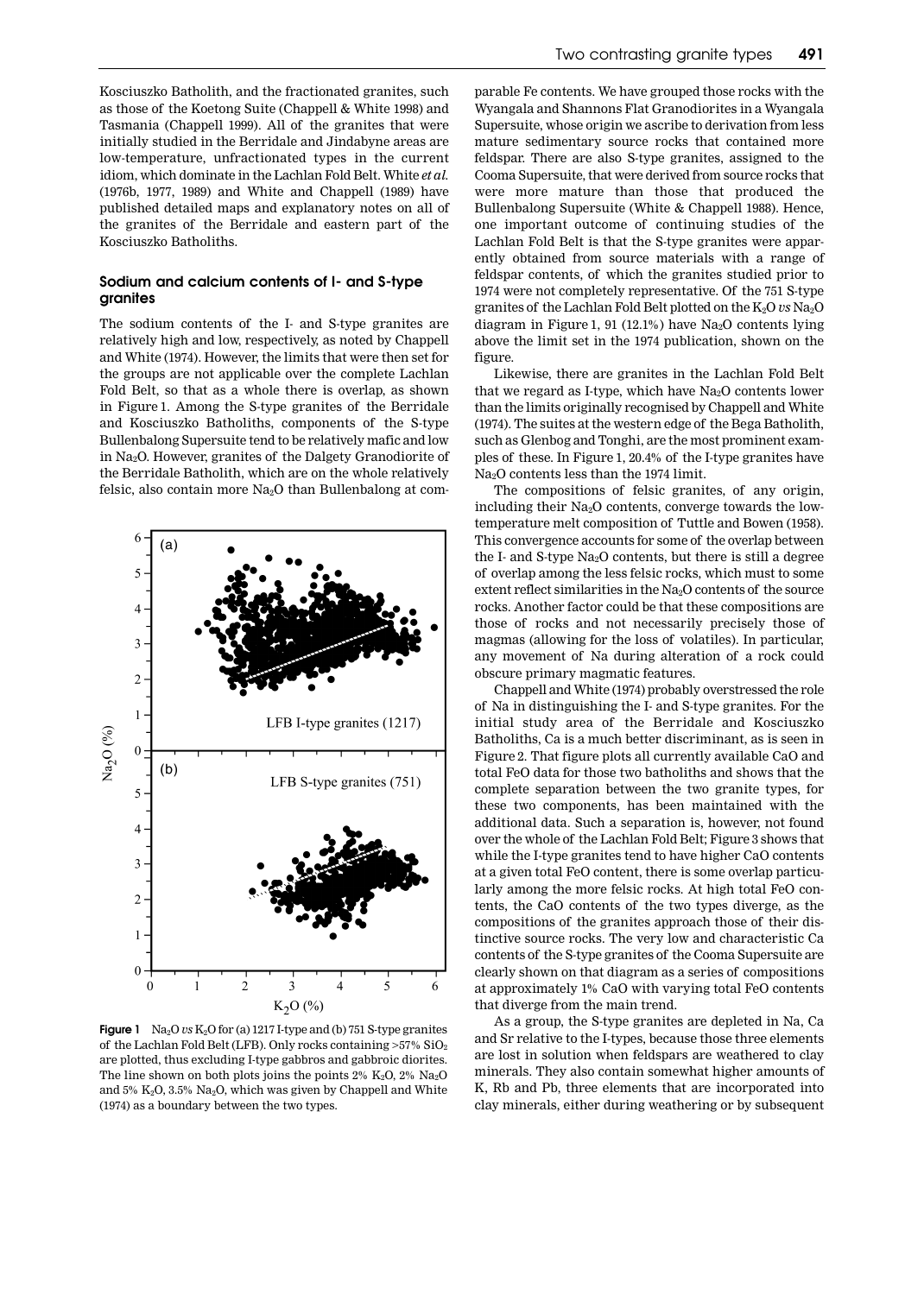Kosciuszko Batholith, and the fractionated granites, such as those of the Koetong Suite (Chappell & White 1998) and Tasmania (Chappell 1999). All of the granites that were initially studied in the Berridale and Jindabyne areas are low-temperature, unfractionated types in the current idiom, which dominate in the Lachlan Fold Belt. White *et al.* (1976b, 1977, 1989) and White and Chappell (1989) have published detailed maps and explanatory notes on all of the granites of the Berridale and eastern part of the Kosciuszko Batholiths.

### Sodium and calcium contents of I- and S-type granites

The sodium contents of the I- and S-type granites are relatively high and low, respectively, as noted by Chappell and White (1974). However, the limits that were then set for the groups are not applicable over the complete Lachlan Fold Belt, so that as a whole there is overlap, as shown in Figure 1. Among the S-type granites of the Berridale and Kosciuszko Batholiths, components of the S-type Bullenbalong Supersuite tend to be relatively mafic and low in $Na_2O$. However, granites of the Dalgety Granodiorite of the Berridale Batholith, which are on the whole relatively felsic, also contain more $Na_2O$ than Bullenbalong at comparable Fe contents. We have grouped those rocks with the Wyangala and Shannons Flat Granodiorites in a Wyangala Supersuite, whose origin we ascribe to derivation from less mature sedimentary source rocks that contained more feldspar. There are also S-type granites, assigned to the Cooma Supersuite, that were derived from source rocks that were more mature than those that produced the Bullenbalong Supersuite (White & Chappell 1988). Hence, one important outcome of continuing studies of the Lachlan Fold Belt is that the S-type granites were apparently obtained from source materials with a range of feldspar contents, of which the granites studied prior to 1974 were not completely representative. Of the 751 S-type granites of the Lachlan Fold Belt plotted on the $K_2O$ *vs* $Na_2O$ diagram in Figure 1, 91 (12.1%) have $Na_2O$ contents lying above the limit set in the 1974 publication, shown on the figure.

**Figure 1** $Na_2O$ *vs* $K_2O$ for (a) 1217 I-type and (b) 751 S-type granites of the Lachlan Fold Belt (LFB). Only rocks containing >57% $SiO_2$ are plotted, thus excluding I-type gabbros and gabbroic diorites. The line shown on both plots joins the points 2% $K_2O$, 2% $Na_2O$ and 5% $K_2O$, 3.5% $Na_2O$, which was given by Chappell and White (1974) as a boundary between the two types.

Likewise, there are granites in the Lachlan Fold Belt that we regard as I-type, which have $Na_2O$ contents lower than the limits originally recognised by Chappell and White (1974). The suites at the western edge of the Bega Batholith, such as Glenbog and Tonghi, are the most prominent examples of these. In Figure 1, 20.4% of the I-type granites have $Na_2O$ contents less than the 1974 limit.

The compositions of felsic granites, of any origin, including their $Na_2O$ contents, converge towards the low-temperature melt composition of Tuttle and Bowen (1958). This convergence accounts for some of the overlap between the I- and S-type $Na_2O$ contents, but there is still a degree of overlap among the less felsic rocks, which must to some extent reflect similarities in the $Na_2O$ contents of the source rocks. Another factor could be that these compositions are those of rocks and not necessarily precisely those of magmas (allowing for the loss of volatiles). In particular, any movement of Na during alteration of a rock could obscure primary magmatic features.

Chappell and White (1974) probably overstressed the role of Na in distinguishing the I- and S-type granites. For the initial study area of the Berridale and Kosciuszko Batholiths, Ca is a much better discriminant, as is seen in Figure 2. That figure plots all currently available CaO and total FeO data for those two batholiths and shows that the complete separation between the two granite types, for these two components, has been maintained with the additional data. Such a separation is, however, not found over the whole of the Lachlan Fold Belt; Figure 3 shows that while the I-type granites tend to have higher CaO contents at a given total FeO content, there is some overlap particularly among the more felsic rocks. At high total FeO contents, the CaO contents of the two types diverge, as the compositions of the granites approach those of their distinctive source rocks. The very low and characteristic Ca contents of the S-type granites of the Cooma Supersuite are clearly shown on that diagram as a series of compositions at approximately 1% CaO with varying total FeO contents that diverge from the main trend.

As a group, the S-type granites are depleted in Na, Ca and Sr relative to the I-types, because those three elements are lost in solution when feldspars are weathered to clay minerals. They also contain somewhat higher amounts of K, Rb and Pb, three elements that are incorporated into clay minerals, either during weathering or by subsequent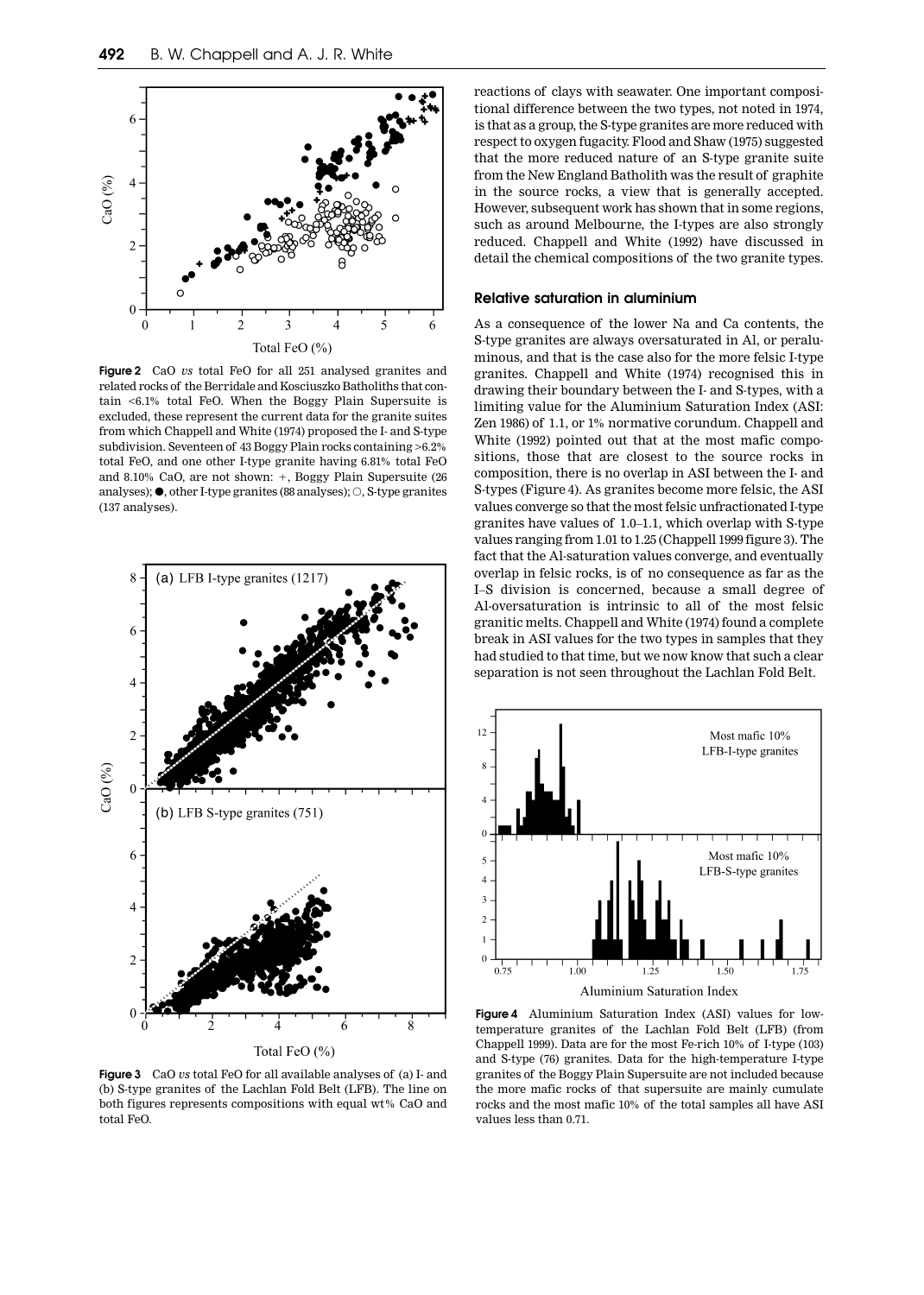Figure 2 CaO *vs* total FeO for all 251 analysed granites and related rocks of the Berridale and Kosciuszko Batholiths that contain <6.1% total FeO. When the Boggy Plain Supersuite is excluded, these represent the current data for the granite suites from which Chappell and White (1974) proposed the I- and S-type subdivision. Seventeen of 43 Boggy Plain rocks containing >6.2% total FeO, and one other I-type granite having 6.81% total FeO and 8.10% CaO, are not shown: +, Boggy Plain Supersuite (26 analyses); ●, other I-type granites (88 analyses); ○, S-type granites (137 analyses).

Figure 3 CaO *vs* total FeO for all available analyses of (a) I- and (b) S-type granites of the Lachlan Fold Belt (LFB). The line on both figures represents compositions with equal wt% CaO and total FeO.

reactions of clays with seawater. One important compositional difference between the two types, not noted in 1974, is that as a group, the S-type granites are more reduced with respect to oxygen fugacity. Flood and Shaw (1975) suggested that the more reduced nature of an S-type granite suite from the New England Batholith was the result of graphite in the source rocks, a view that is generally accepted. However, subsequent work has shown that in some regions, such as around Melbourne, the I-types are also strongly reduced. Chappell and White (1992) have discussed in detail the chemical compositions of the two granite types.

### Relative saturation in aluminium

As a consequence of the lower Na and Ca contents, the S-type granites are always oversaturated in Al, or peraluminous, and that is the case also for the more felsic I-type granites. Chappell and White (1974) recognised this in drawing their boundary between the I- and S-types, with a limiting value for the Aluminium Saturation Index (ASI: Zen 1986) of 1.1, or 1% normative corundum. Chappell and White (1992) pointed out that at the most mafic compositions, those that are closest to the source rocks in composition, there is no overlap in ASI between the I- and S-types (Figure 4). As granites become more felsic, the ASI values converge so that the most felsic unfractionated I-type granites have values of 1.0–1.1, which overlap with S-type values ranging from 1.01 to 1.25 (Chappell 1999 figure 3). The fact that the Al-saturation values converge, and eventually overlap in felsic rocks, is of no consequence as far as the I–S division is concerned, because a small degree of Al-oversaturation is intrinsic to all of the most felsic granitic melts. Chappell and White (1974) found a complete break in ASI values for the two types in samples that they had studied to that time, but we now know that such a clear separation is not seen throughout the Lachlan Fold Belt.

Figure 4 Aluminium Saturation Index (ASI) values for low-temperature granites of the Lachlan Fold Belt (LFB) (from Chappell 1999). Data are for the most Fe-rich 10% of I-type (103) and S-type (76) granites. Data for the high-temperature I-type granites of the Boggy Plain Supersuite are not included because the more mafic rocks of that supersuite are mainly cumulate rocks and the most mafic 10% of the total samples all have ASI values less than 0.71.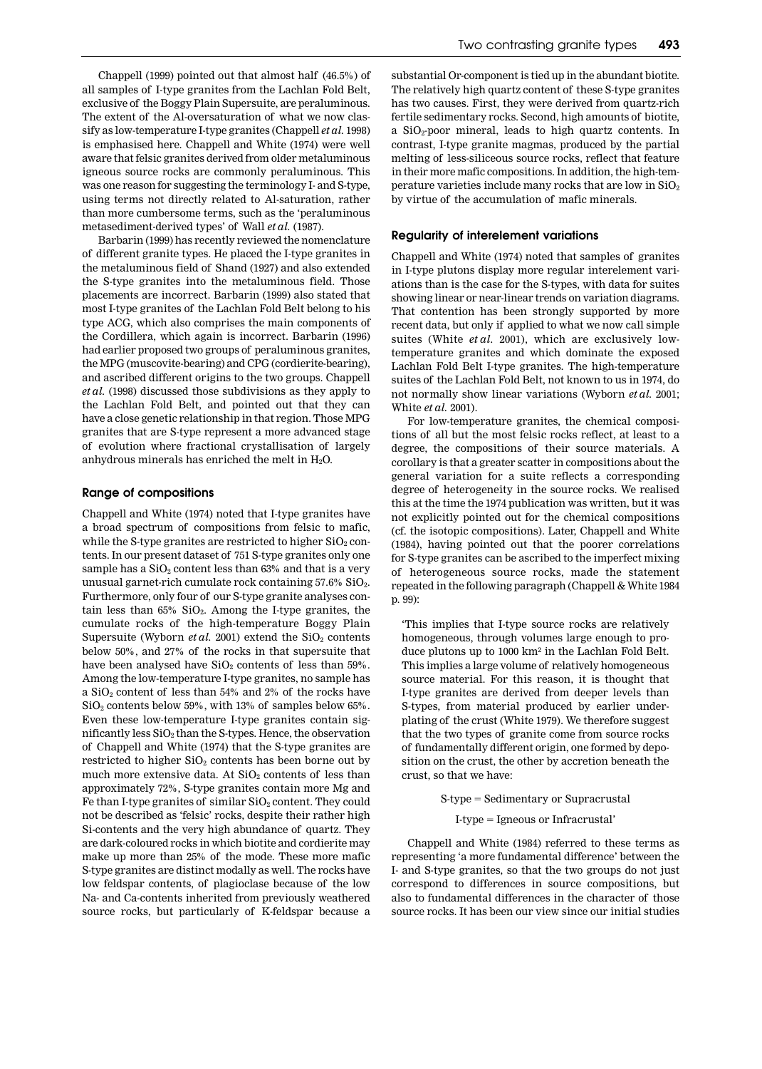Chappell (1999) pointed out that almost half (46.5%) of all samples of I-type granites from the Lachlan Fold Belt, exclusive of the Boggy Plain Supersuite, are peraluminous. The extent of the Al-oversaturation of what we now classify as low-temperature I-type granites (Chappell *et al.* 1998) is emphasised here. Chappell and White (1974) were well aware that felsic granites derived from older metaluminous igneous source rocks are commonly peraluminous. This was one reason for suggesting the terminology I- and S-type, using terms not directly related to Al-saturation, rather than more cumbersome terms, such as the 'peraluminous metasediment-derived types' of Wall *et al.* (1987).

Barbarin (1999) has recently reviewed the nomenclature of different granite types. He placed the I-type granites in the metaluminous field of Shand (1927) and also extended the S-type granites into the metaluminous field. Those placements are incorrect. Barbarin (1999) also stated that most I-type granites of the Lachlan Fold Belt belong to his type ACG, which also comprises the main components of the Cordillera, which again is incorrect. Barbarin (1996) had earlier proposed two groups of peraluminous granites, the MPG (muscovite-bearing) and CPG (cordierite-bearing), and ascribed different origins to the two groups. Chappell *et al.* (1998) discussed those subdivisions as they apply to the Lachlan Fold Belt, and pointed out that they can have a close genetic relationship in that region. Those MPG granites that are S-type represent a more advanced stage of evolution where fractional crystallisation of largely anhydrous minerals has enriched the melt in $H_2O$.

## Range of compositions

Chappell and White (1974) noted that I-type granites have a broad spectrum of compositions from felsic to mafic, while the S-type granites are restricted to higher $SiO_2$ contents. In our present dataset of 751 S-type granites only one sample has a $SiO_2$ content less than 63% and that is a very unusual garnet-rich cumulate rock containing 57.6% $SiO_2$. Furthermore, only four of our S-type granite analyses contain less than 65% $SiO_2$. Among the I-type granites, the cumulate rocks of the high-temperature Boggy Plain Supersuite (Wyborn *et al.* 2001) extend the $SiO_2$ contents below 50%, and 27% of the rocks in that supersuite that have been analysed have $SiO_2$ contents of less than 59%. Among the low-temperature I-type granites, no sample has a $SiO_2$ content of less than 54% and 2% of the rocks have $SiO_2$ contents below 59%, with 13% of samples below 65%. Even these low-temperature I-type granites contain significantly less $SiO_2$ than the S-types. Hence, the observation of Chappell and White (1974) that the S-type granites are restricted to higher $SiO_2$ contents has been borne out by much more extensive data. At $SiO_2$ contents of less than approximately 72%, S-type granites contain more Mg and Fe than I-type granites of similar $SiO_2$ content. They could not be described as 'felsic' rocks, despite their rather high Si-contents and the very high abundance of quartz. They are dark-coloured rocks in which biotite and cordierite may make up more than 25% of the mode. These more mafic S-type granites are distinct modally as well. The rocks have low feldspar contents, of plagioclase because of the low Na- and Ca-contents inherited from previously weathered source rocks, but particularly of K-feldspar because a substantial Or-component is tied up in the abundant biotite. The relatively high quartz content of these S-type granites has two causes. First, they were derived from quartz-rich fertile sedimentary rocks. Second, high amounts of biotite, a $SiO_2$-poor mineral, leads to high quartz contents. In contrast, I-type granite magmas, produced by the partial melting of less-siliceous source rocks, reflect that feature in their more mafic compositions. In addition, the high-temperature varieties include many rocks that are low in $SiO_2$ by virtue of the accumulation of mafic minerals.

## Regularity of interelement variations

Chappell and White (1974) noted that samples of granites in I-type plutons display more regular interelement variations than is the case for the S-types, with data for suites showing linear or near-linear trends on variation diagrams. That contention has been strongly supported by more recent data, but only if applied to what we now call simple suites (White *et al.* 2001), which are exclusively low-temperature granites and which dominate the exposed Lachlan Fold Belt I-type granites. The high-temperature suites of the Lachlan Fold Belt, not known to us in 1974, do not normally show linear variations (Wyborn *et al.* 2001; White *et al.* 2001).

For low-temperature granites, the chemical compositions of all but the most felsic rocks reflect, at least to a degree, the compositions of their source materials. A corollary is that a greater scatter in compositions about the general variation for a suite reflects a corresponding degree of heterogeneity in the source rocks. We realised this at the time the 1974 publication was written, but it was not explicitly pointed out for the chemical compositions (cf. the isotopic compositions). Later, Chappell and White (1984), having pointed out that the poorer correlations for S-type granites can be ascribed to the imperfect mixing of heterogeneous source rocks, made the statement repeated in the following paragraph (Chappell & White 1984 p. 99):

> 'This implies that I-type source rocks are relatively homogeneous, through volumes large enough to produce plutons up to 1000 km² in the Lachlan Fold Belt. This implies a large volume of relatively homogeneous source material. For this reason, it is thought that I-type granites are derived from deeper levels than S-types, from material produced by earlier underplating of the crust (White 1979). We therefore suggest that the two types of granite come from source rocks of fundamentally different origin, one formed by deposition on the crust, the other by accretion beneath the crust, so that we have:
>
> S-type = Sedimentary or Supracrustal
>
> I-type = Igneous or Infracrustal'

Chappell and White (1984) referred to these terms as representing 'a more fundamental difference' between the I- and S-type granites, so that the two groups do not just correspond to differences in source compositions, but also to fundamental differences in the character of those source rocks. It has been our view since our initial studies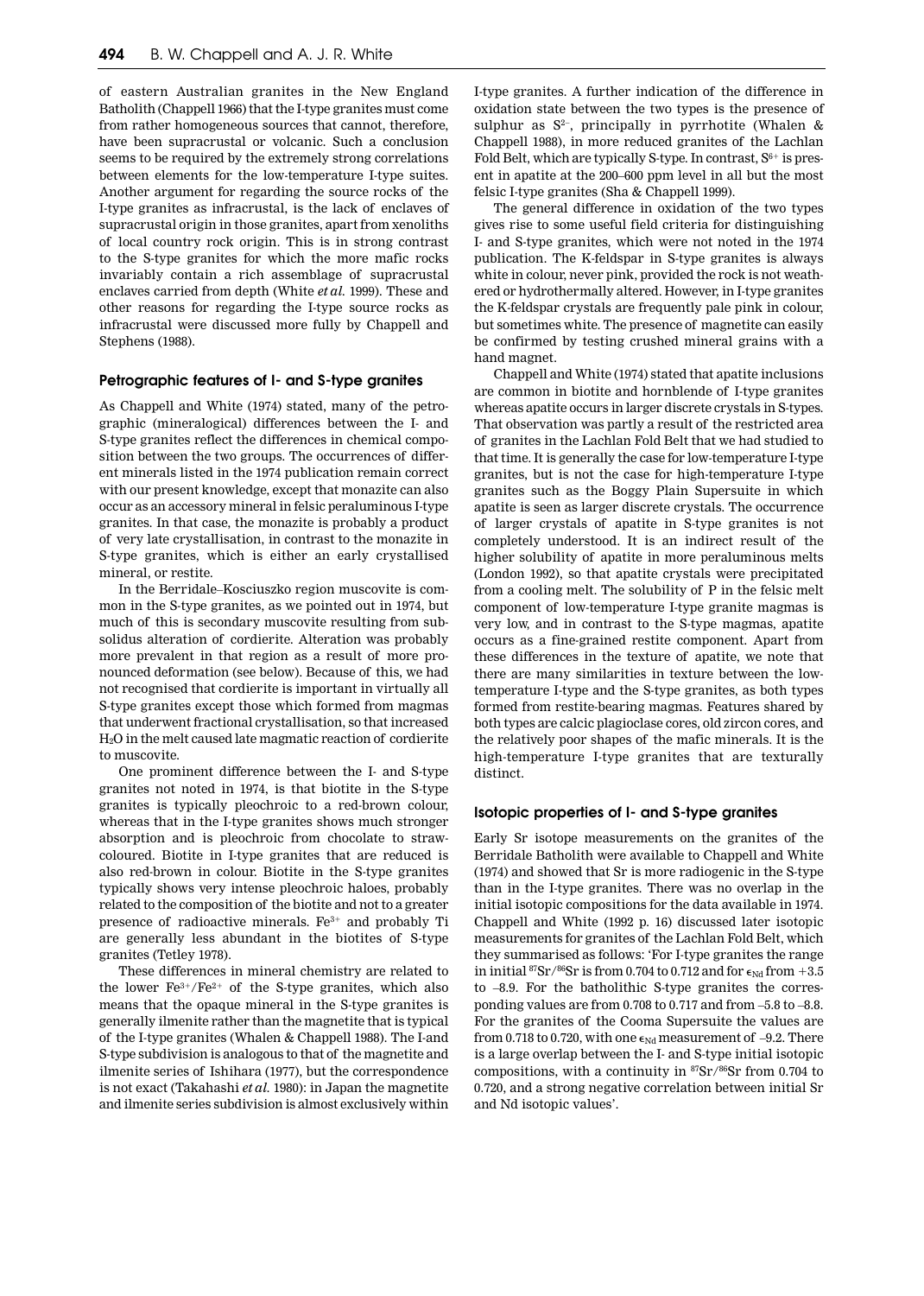of eastern Australian granites in the New England Batholith (Chappell 1966) that the I-type granites must come from rather homogeneous sources that cannot, therefore, have been supracrustal or volcanic. Such a conclusion seems to be required by the extremely strong correlations between elements for the low-temperature I-type suites. Another argument for regarding the source rocks of the I-type granites as infracrustal, is the lack of enclaves of supracrustal origin in those granites, apart from xenoliths of local country rock origin. This is in strong contrast to the S-type granites for which the more mafic rocks invariably contain a rich assemblage of supracrustal enclaves carried from depth (White *et al.* 1999). These and other reasons for regarding the I-type source rocks as infracrustal were discussed more fully by Chappell and Stephens (1988).

## Petrographic features of I- and S-type granites

As Chappell and White (1974) stated, many of the petrographic (mineralogical) differences between the I- and S-type granites reflect the differences in chemical composition between the two groups. The occurrences of different minerals listed in the 1974 publication remain correct with our present knowledge, except that monazite can also occur as an accessory mineral in felsic peraluminous I-type granites. In that case, the monazite is probably a product of very late crystallisation, in contrast to the monazite in S-type granites, which is either an early crystallised mineral, or restite.

In the Berridale–Kosciuszko region muscovite is common in the S-type granites, as we pointed out in 1974, but much of this is secondary muscovite resulting from subsolidus alteration of cordierite. Alteration was probably more prevalent in that region as a result of more pronounced deformation (see below). Because of this, we had not recognised that cordierite is important in virtually all S-type granites except those which formed from magmas that underwent fractional crystallisation, so that increased $H_2O$ in the melt caused late magmatic reaction of cordierite to muscovite.

One prominent difference between the I- and S-type granites not noted in 1974, is that biotite in the S-type granites is typically pleochroic to a red-brown colour, whereas that in the I-type granites shows much stronger absorption and is pleochroic from chocolate to straw-coloured. Biotite in I-type granites that are reduced is also red-brown in colour. Biotite in the S-type granites typically shows very intense pleochroic haloes, probably related to the composition of the biotite and not to a greater presence of radioactive minerals. $Fe^{3+}$ and probably Ti are generally less abundant in the biotites of S-type granites (Tetley 1978).

These differences in mineral chemistry are related to the lower $Fe^{3+}/Fe^{2+}$ of the S-type granites, which also means that the opaque mineral in the S-type granites is generally ilmenite rather than the magnetite that is typical of the I-type granites (Whalen & Chappell 1988). The I-and S-type subdivision is analogous to that of the magnetite and ilmenite series of Ishihara (1977), but the correspondence is not exact (Takahashi *et al.* 1980): in Japan the magnetite and ilmenite series subdivision is almost exclusively within I-type granites. A further indication of the difference in oxidation state between the two types is the presence of sulphur as $S^{2-}$, principally in pyrrhotite (Whalen & Chappell 1988), in more reduced granites of the Lachlan Fold Belt, which are typically S-type. In contrast, $S^{6+}$ is present in apatite at the 200–600 ppm level in all but the most felsic I-type granites (Sha & Chappell 1999).

The general difference in oxidation of the two types gives rise to some useful field criteria for distinguishing I- and S-type granites, which were not noted in the 1974 publication. The K-feldspar in S-type granites is always white in colour, never pink, provided the rock is not weathered or hydrothermally altered. However, in I-type granites the K-feldspar crystals are frequently pale pink in colour, but sometimes white. The presence of magnetite can easily be confirmed by testing crushed mineral grains with a hand magnet.

Chappell and White (1974) stated that apatite inclusions are common in biotite and hornblende of I-type granites whereas apatite occurs in larger discrete crystals in S-types. That observation was partly a result of the restricted area of granites in the Lachlan Fold Belt that we had studied to that time. It is generally the case for low-temperature I-type granites, but is not the case for high-temperature I-type granites such as the Boggy Plain Supersuite in which apatite is seen as larger discrete crystals. The occurrence of larger crystals of apatite in S-type granites is not completely understood. It is an indirect result of the higher solubility of apatite in more peraluminous melts (London 1992), so that apatite crystals were precipitated from a cooling melt. The solubility of P in the felsic melt component of low-temperature I-type granite magmas is very low, and in contrast to the S-type magmas, apatite occurs as a fine-grained restite component. Apart from these differences in the texture of apatite, we note that there are many similarities in texture between the low-temperature I-type and the S-type granites, as both types formed from restite-bearing magmas. Features shared by both types are calcic plagioclase cores, old zircon cores, and the relatively poor shapes of the mafic minerals. It is the high-temperature I-type granites that are texturally distinct.

## Isotopic properties of I- and S-type granites

Early Sr isotope measurements on the granites of the Berridale Batholith were available to Chappell and White (1974) and showed that Sr is more radiogenic in the S-type than in the I-type granites. There was no overlap in the initial isotopic compositions for the data available in 1974. Chappell and White (1992 p. 16) discussed later isotopic measurements for granites of the Lachlan Fold Belt, which they summarised as follows: 'For I-type granites the range in initial $^{87}Sr/^{86}Sr$ is from 0.704 to 0.712 and for $\epsilon_{Nd}$ from +3.5 to –8.9. For the batholithic S-type granites the corresponding values are from 0.708 to 0.717 and from –5.8 to –8.8. For the granites of the Cooma Supersuite the values are from 0.718 to 0.720, with one $\epsilon_{Nd}$ measurement of –9.2. There is a large overlap between the I- and S-type initial isotopic compositions, with a continuity in $^{87}Sr/^{86}Sr$ from 0.704 to 0.720, and a strong negative correlation between initial Sr and Nd isotopic values'.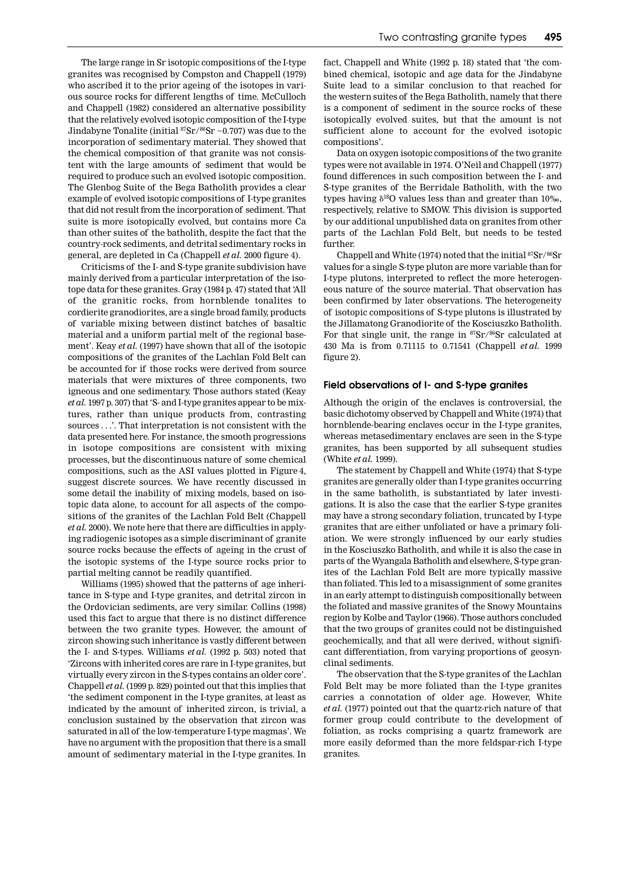The large range in Sr isotopic compositions of the I-type granites was recognised by Compston and Chappell (1979) who ascribed it to the prior ageing of the isotopes in various source rocks for different lengths of time. McCulloch and Chappell (1982) considered an alternative possibility that the relatively evolved isotopic composition of the I-type Jindabyne Tonalite (initial $^{87}Sr/^{86}Sr$ ~0.707) was due to the incorporation of sedimentary material. They showed that the chemical composition of that granite was not consistent with the large amounts of sediment that would be required to produce such an evolved isotopic composition. The Glenbog Suite of the Bega Batholith provides a clear example of evolved isotopic compositions of I-type granites that did not result from the incorporation of sediment. That suite is more isotopically evolved, but contains more Ca than other suites of the batholith, despite the fact that the country-rock sediments, and detrital sedimentary rocks in general, are depleted in Ca (Chappell *et al.* 2000 figure 4).

Criticisms of the I- and S-type granite subdivision have mainly derived from a particular interpretation of the isotope data for these granites. Gray (1984 p. 47) stated that 'All of the granitic rocks, from hornblende tonalites to cordierite granodiorites, are a single broad family, products of variable mixing between distinct batches of basaltic material and a uniform partial melt of the regional basement'. Keay *et al.* (1997) have shown that all of the isotopic compositions of the granites of the Lachlan Fold Belt can be accounted for if those rocks were derived from source materials that were mixtures of three components, two igneous and one sedimentary. Those authors stated (Keay *et al.* 1997 p. 307) that 'S- and I-type granites appear to be mixtures, rather than unique products from, contrasting sources . . .'. That interpretation is not consistent with the data presented here. For instance, the smooth progressions in isotope compositions are consistent with mixing processes, but the discontinuous nature of some chemical compositions, such as the ASI values plotted in Figure 4, suggest discrete sources. We have recently discussed in some detail the inability of mixing models, based on isotopic data alone, to account for all aspects of the compositions of the granites of the Lachlan Fold Belt (Chappell *et al.* 2000). We note here that there are difficulties in applying radiogenic isotopes as a simple discriminant of granite source rocks because the effects of ageing in the crust of the isotopic systems of the I-type source rocks prior to partial melting cannot be readily quantified.

Williams (1995) showed that the patterns of age inheritance in S-type and I-type granites, and detrital zircon in the Ordovician sediments, are very similar. Collins (1998) used this fact to argue that there is no distinct difference between the two granite types. However, the amount of zircon showing such inheritance is vastly different between the I- and S-types. Williams *et al.* (1992 p. 503) noted that 'Zircons with inherited cores are rare in I-type granites, but virtually every zircon in the S-types contains an older core'. Chappell *et al.* (1999 p. 829) pointed out that this implies that 'the sediment component in the I-type granites, at least as indicated by the amount of inherited zircon, is trivial, a conclusion sustained by the observation that zircon was saturated in all of the low-temperature I-type magmas'. We have no argument with the proposition that there is a small amount of sedimentary material in the I-type granites. In fact, Chappell and White (1992 p. 18) stated that 'the combined chemical, isotopic and age data for the Jindabyne Suite lead to a similar conclusion to that reached for the western suites of the Bega Batholith, namely that there is a component of sediment in the source rocks of these isotopically evolved suites, but that the amount is not sufficient alone to account for the evolved isotopic compositions'.

Data on oxygen isotopic compositions of the two granite types were not available in 1974. O'Neil and Chappell (1977) found differences in such composition between the I- and S-type granites of the Berridale Batholith, with the two types having $\delta^{18}O$ values less than and greater than 10‰, respectively, relative to SMOW. This division is supported by our additional unpublished data on granites from other parts of the Lachlan Fold Belt, but needs to be tested further.

Chappell and White (1974) noted that the initial $^{87}Sr/^{86}Sr$ values for a single S-type pluton are more variable than for I-type plutons, interpreted to reflect the more heterogeneous nature of the source material. That observation has been confirmed by later observations. The heterogeneity of isotopic compositions of S-type plutons is illustrated by the Jillamatong Granodiorite of the Kosciuszko Batholith. For that single unit, the range in $^{87}Sr/^{86}Sr$ calculated at 430 Ma is from 0.71115 to 0.71541 (Chappell *et al.* 1999 figure 2).

## Field observations of I- and S-type granites

Although the origin of the enclaves is controversial, the basic dichotomy observed by Chappell and White (1974) that hornblende-bearing enclaves occur in the I-type granites, whereas metasedimentary enclaves are seen in the S-type granites, has been supported by all subsequent studies (White *et al.* 1999).

The statement by Chappell and White (1974) that S-type granites are generally older than I-type granites occurring in the same batholith, is substantiated by later investigations. It is also the case that the earlier S-type granites may have a strong secondary foliation, truncated by I-type granites that are either unfoliated or have a primary foliation. We were strongly influenced by our early studies in the Kosciuszko Batholith, and while it is also the case in parts of the Wyangala Batholith and elsewhere, S-type granites of the Lachlan Fold Belt are more typically massive than foliated. This led to a misassignment of some granites in an early attempt to distinguish compositionally between the foliated and massive granites of the Snowy Mountains region by Kolbe and Taylor (1966). Those authors concluded that the two groups of granites could not be distinguished geochemically, and that all were derived, without significant differentiation, from varying proportions of geosynclinal sediments.

The observation that the S-type granites of the Lachlan Fold Belt may be more foliated than the I-type granites carries a connotation of older age. However, White *et al.* (1977) pointed out that the quartz-rich nature of that former group could contribute to the development of foliation, as rocks comprising a quartz framework are more easily deformed than the more feldspar-rich I-type granites.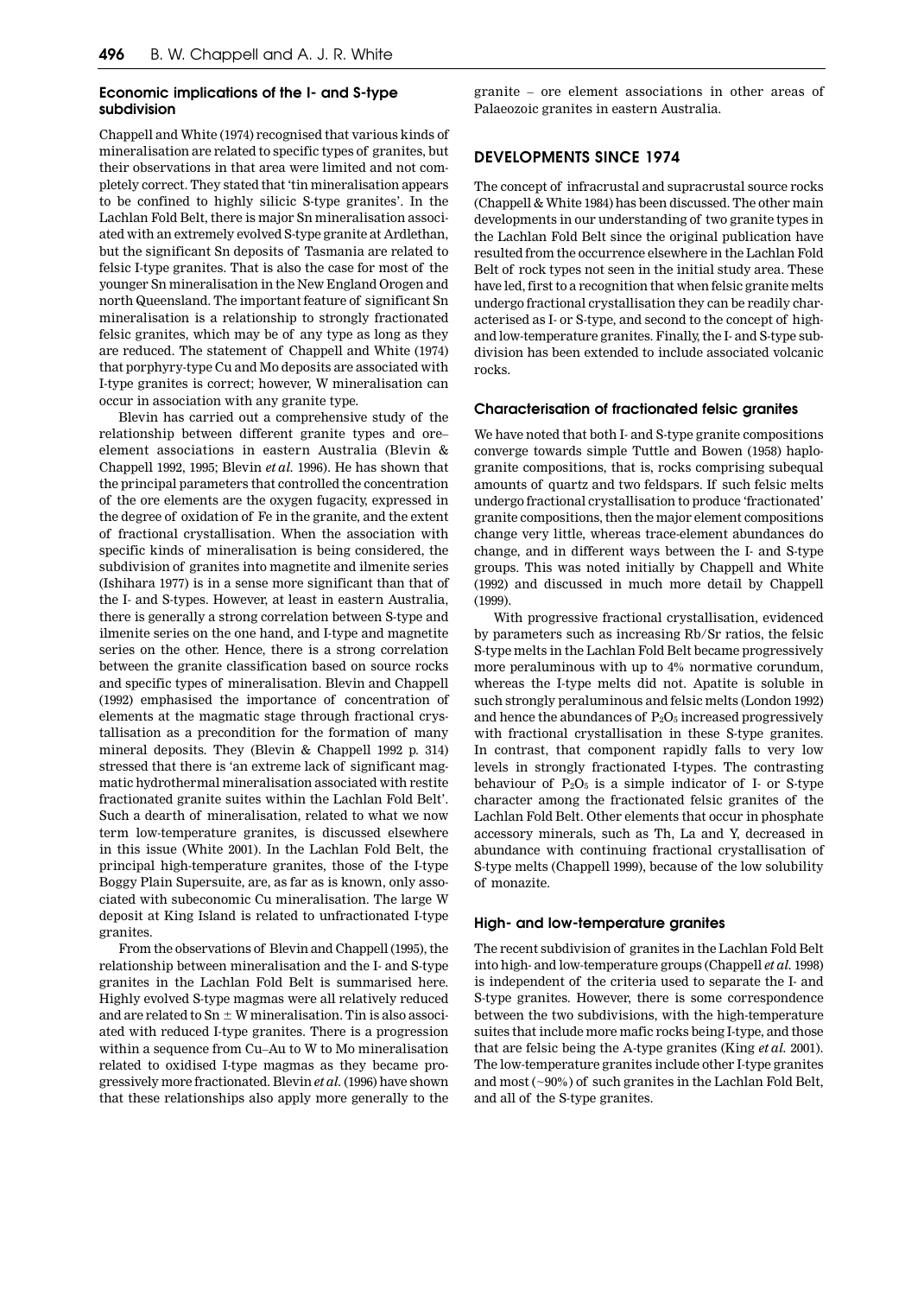### Economic implications of the I- and S-type subdivision

Chappell and White (1974) recognised that various kinds of mineralisation are related to specific types of granites, but their observations in that area were limited and not completely correct. They stated that 'tin mineralisation appears to be confined to highly silicic S-type granites'. In the Lachlan Fold Belt, there is major Sn mineralisation associated with an extremely evolved S-type granite at Ardlethan, but the significant Sn deposits of Tasmania are related to felsic I-type granites. That is also the case for most of the younger Sn mineralisation in the New England Orogen and north Queensland. The important feature of significant Sn mineralisation is a relationship to strongly fractionated felsic granites, which may be of any type as long as they are reduced. The statement of Chappell and White (1974) that porphyry-type Cu and Mo deposits are associated with I-type granites is correct; however, W mineralisation can occur in association with any granite type.

Blevin has carried out a comprehensive study of the relationship between different granite types and ore–element associations in eastern Australia (Blevin & Chappell 1992, 1995; Blevin *et al.* 1996). He has shown that the principal parameters that controlled the concentration of the ore elements are the oxygen fugacity, expressed in the degree of oxidation of Fe in the granite, and the extent of fractional crystallisation. When the association with specific kinds of mineralisation is being considered, the subdivision of granites into magnetite and ilmenite series (Ishihara 1977) is in a sense more significant than that of the I- and S-types. However, at least in eastern Australia, there is generally a strong correlation between S-type and ilmenite series on the one hand, and I-type and magnetite series on the other. Hence, there is a strong correlation between the granite classification based on source rocks and specific types of mineralisation. Blevin and Chappell (1992) emphasised the importance of concentration of elements at the magmatic stage through fractional crystallisation as a precondition for the formation of many mineral deposits. They (Blevin & Chappell 1992 p. 314) stressed that there is 'an extreme lack of significant magmatic hydrothermal mineralisation associated with restite fractionated granite suites within the Lachlan Fold Belt'. Such a dearth of mineralisation, related to what we now term low-temperature granites, is discussed elsewhere in this issue (White 2001). In the Lachlan Fold Belt, the principal high-temperature granites, those of the I-type Boggy Plain Supersuite, are, as far as is known, only associated with subeconomic Cu mineralisation. The large W deposit at King Island is related to unfractionated I-type granites.

From the observations of Blevin and Chappell (1995), the relationship between mineralisation and the I- and S-type granites in the Lachlan Fold Belt is summarised here. Highly evolved S-type magmas were all relatively reduced and are related to Sn $\pm$ W mineralisation. Tin is also associated with reduced I-type granites. There is a progression within a sequence from Cu–Au to W to Mo mineralisation related to oxidised I-type magmas as they became progressively more fractionated. Blevin *et al.* (1996) have shown that these relationships also apply more generally to the granite – ore element associations in other areas of Palaeozoic granites in eastern Australia.

## DEVELOPMENTS SINCE 1974

The concept of infracrustal and supracrustal source rocks (Chappell & White 1984) has been discussed. The other main developments in our understanding of two granite types in the Lachlan Fold Belt since the original publication have resulted from the occurrence elsewhere in the Lachlan Fold Belt of rock types not seen in the initial study area. These have led, first to a recognition that when felsic granite melts undergo fractional crystallisation they can be readily characterised as I- or S-type, and second to the concept of high- and low-temperature granites. Finally, the I- and S-type subdivision has been extended to include associated volcanic rocks.

### Characterisation of fractionated felsic granites

We have noted that both I- and S-type granite compositions converge towards simple Tuttle and Bowen (1958) haplogranite compositions, that is, rocks comprising subequal amounts of quartz and two feldspars. If such felsic melts undergo fractional crystallisation to produce 'fractionated' granite compositions, then the major element compositions change very little, whereas trace-element abundances do change, and in different ways between the I- and S-type groups. This was noted initially by Chappell and White (1992) and discussed in much more detail by Chappell (1999).

With progressive fractional crystallisation, evidenced by parameters such as increasing Rb/Sr ratios, the felsic S-type melts in the Lachlan Fold Belt became progressively more peraluminous with up to 4% normative corundum, whereas the I-type melts did not. Apatite is soluble in such strongly peraluminous and felsic melts (London 1992) and hence the abundances of $P_2O_5$ increased progressively with fractional crystallisation in these S-type granites. In contrast, that component rapidly falls to very low levels in strongly fractionated I-types. The contrasting behaviour of $P_2O_5$ is a simple indicator of I- or S-type character among the fractionated felsic granites of the Lachlan Fold Belt. Other elements that occur in phosphate accessory minerals, such as Th, La and Y, decreased in abundance with continuing fractional crystallisation of S-type melts (Chappell 1999), because of the low solubility of monazite.

### High- and low-temperature granites

The recent subdivision of granites in the Lachlan Fold Belt into high- and low-temperature groups (Chappell *et al.* 1998) is independent of the criteria used to separate the I- and S-type granites. However, there is some correspondence between the two subdivisions, with the high-temperature suites that include more mafic rocks being I-type, and those that are felsic being the A-type granites (King *et al.* 2001). The low-temperature granites include other I-type granites and most (~90%) of such granites in the Lachlan Fold Belt, and all of the S-type granites.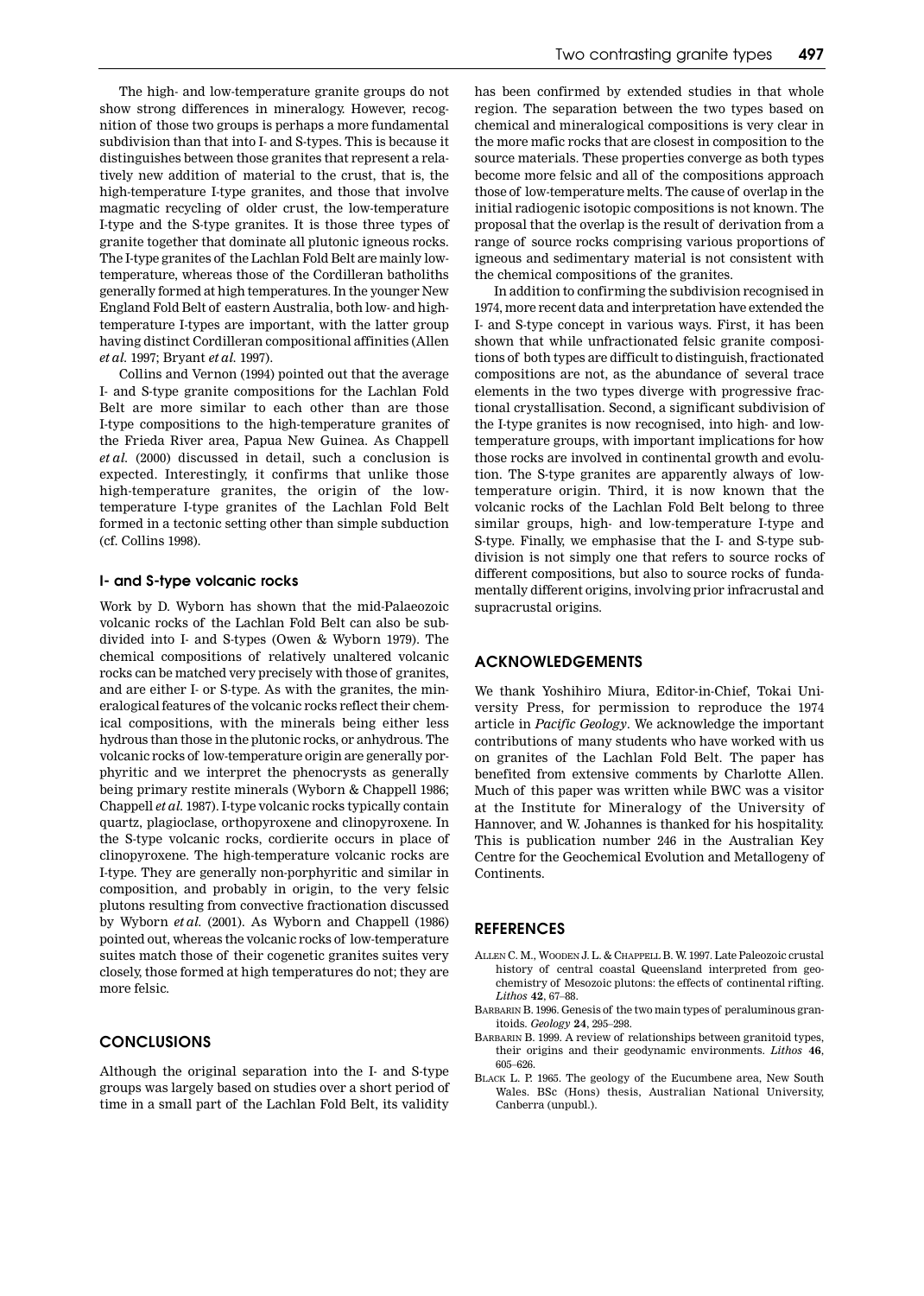The high- and low-temperature granite groups do not show strong differences in mineralogy. However, recognition of those two groups is perhaps a more fundamental subdivision than that into I- and S-types. This is because it distinguishes between those granites that represent a relatively new addition of material to the crust, that is, the high-temperature I-type granites, and those that involve magmatic recycling of older crust, the low-temperature I-type and the S-type granites. It is those three types of granite together that dominate all plutonic igneous rocks. The I-type granites of the Lachlan Fold Belt are mainly low-temperature, whereas those of the Cordilleran batholiths generally formed at high temperatures. In the younger New England Fold Belt of eastern Australia, both low- and high-temperature I-types are important, with the latter group having distinct Cordilleran compositional affinities (Allen *et al.* 1997; Bryant *et al.* 1997).

Collins and Vernon (1994) pointed out that the average I- and S-type granite compositions for the Lachlan Fold Belt are more similar to each other than are those I-type compositions to the high-temperature granites of the Frieda River area, Papua New Guinea. As Chappell *et al.* (2000) discussed in detail, such a conclusion is expected. Interestingly, it confirms that unlike those high-temperature granites, the origin of the low-temperature I-type granites of the Lachlan Fold Belt formed in a tectonic setting other than simple subduction (cf. Collins 1998).

### I- and S-type volcanic rocks

Work by D. Wyborn has shown that the mid-Palaeozoic volcanic rocks of the Lachlan Fold Belt can also be subdivided into I- and S-types (Owen & Wyborn 1979). The chemical compositions of relatively unaltered volcanic rocks can be matched very precisely with those of granites, and are either I- or S-type. As with the granites, the mineralogical features of the volcanic rocks reflect their chemical compositions, with the minerals being either less hydrous than those in the plutonic rocks, or anhydrous. The volcanic rocks of low-temperature origin are generally porphyritic and we interpret the phenocrysts as generally being primary restite minerals (Wyborn & Chappell 1986; Chappell *et al.* 1987). I-type volcanic rocks typically contain quartz, plagioclase, orthopyroxene and clinopyroxene. In the S-type volcanic rocks, cordierite occurs in place of clinopyroxene. The high-temperature volcanic rocks are I-type. They are generally non-porphyritic and similar in composition, and probably in origin, to the very felsic plutons resulting from convective fractionation discussed by Wyborn *et al.* (2001). As Wyborn and Chappell (1986) pointed out, whereas the volcanic rocks of low-temperature suites match those of their cogenetic granites suites very closely, those formed at high temperatures do not; they are more felsic.

## CONCLUSIONS

Although the original separation into the I- and S-type groups was largely based on studies over a short period of time in a small part of the Lachlan Fold Belt, its validity has been confirmed by extended studies in that whole region. The separation between the two types based on chemical and mineralogical compositions is very clear in the more mafic rocks that are closest in composition to the source materials. These properties converge as both types become more felsic and all of the compositions approach those of low-temperature melts. The cause of overlap in the initial radiogenic isotopic compositions is not known. The proposal that the overlap is the result of derivation from a range of source rocks comprising various proportions of igneous and sedimentary material is not consistent with the chemical compositions of the granites.

In addition to confirming the subdivision recognised in 1974, more recent data and interpretation have extended the I- and S-type concept in various ways. First, it has been shown that while unfractionated felsic granite compositions of both types are difficult to distinguish, fractionated compositions are not, as the abundance of several trace elements in the two types diverge with progressive fractional crystallisation. Second, a significant subdivision of the I-type granites is now recognised, into high- and low-temperature groups, with important implications for how those rocks are involved in continental growth and evolution. The S-type granites are apparently always of low-temperature origin. Third, it is now known that the volcanic rocks of the Lachlan Fold Belt belong to three similar groups, high- and low-temperature I-type and S-type. Finally, we emphasise that the I- and S-type subdivision is not simply one that refers to source rocks of different compositions, but also to source rocks of fundamentally different origins, involving prior infracrustal and supracrustal origins.

## ACKNOWLEDGEMENTS

We thank Yoshihiro Miura, Editor-in-Chief, Tokai University Press, for permission to reproduce the 1974 article in *Pacific Geology*. We acknowledge the important contributions of many students who have worked with us on granites of the Lachlan Fold Belt. The paper has benefited from extensive comments by Charlotte Allen. Much of this paper was written while BWC was a visitor at the Institute for Mineralogy of the University of Hannover, and W. Johannes is thanked for his hospitality. This is publication number 246 in the Australian Key Centre for the Geochemical Evolution and Metallogeny of Continents.

## REFERENCES

Allen C. M., Wooden J. L. & Chappell B. W. 1997. Late Paleozoic crustal history of central coastal Queensland interpreted from geochemistry of Mesozoic plutons: the effects of continental rifting. *Lithos* **42**, 67–88.

Barbarin B. 1996. Genesis of the two main types of peraluminous granitoids. *Geology* **24**, 295–298.

Barbarin B. 1999. A review of relationships between granitoid types, their origins and their geodynamic environments. *Lithos* **46**, 605–626.

Black L. P. 1965. The geology of the Eucumbene area, New South Wales. BSc (Hons) thesis, Australian National University, Canberra (unpubl.).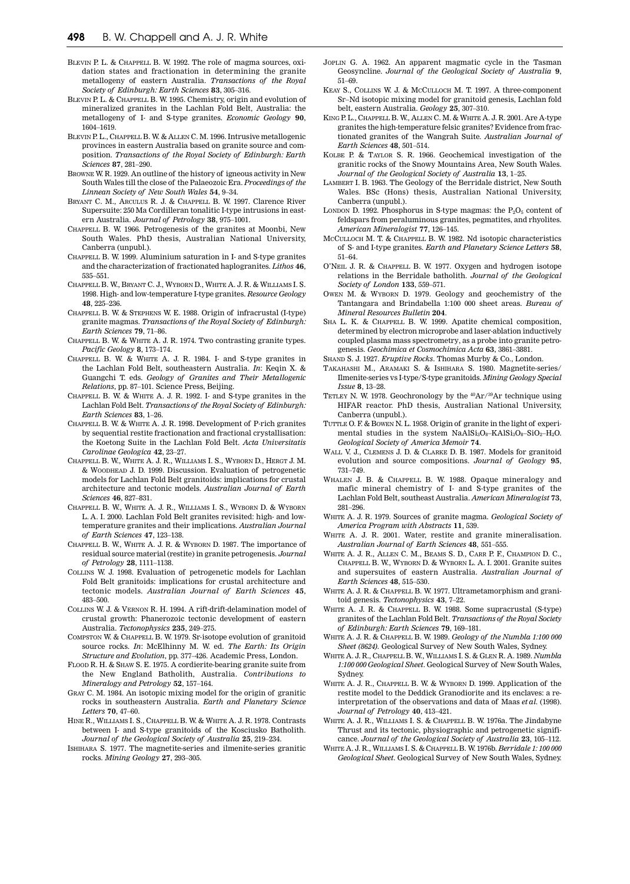Blevin P. L. & Chappell B. W. 1992. The role of magma sources, oxidation states and fractionation in determining the granite metallogeny of eastern Australia. *Transactions of the Royal Society of Edinburgh: Earth Sciences* **83**, 305–316.

Blevin P. L. & Chappell B. W. 1995. Chemistry, origin and evolution of mineralized granites in the Lachlan Fold Belt, Australia: the metallogeny of I- and S-type granites. *Economic Geology* **90**, 1604–1619.

Blevin P. L., Chappell B. W. & Allen C. M. 1996. Intrusive metallogenic provinces in eastern Australia based on granite source and composition. *Transactions of the Royal Society of Edinburgh: Earth Sciences* **87**, 281–290.

Browne W. R. 1929. An outline of the history of igneous activity in New South Wales till the close of the Palaeozoic Era. *Proceedings of the Linnean Society of New South Wales* **54**, 9–34.

Bryant C. M., Arculus R. J. & Chappell B. W. 1997. Clarence River Supersuite: 250 Ma Cordilleran tonalitic I-type intrusions in eastern Australia. *Journal of Petrology* **38**, 975–1001.

Chappell B. W. 1966. Petrogenesis of the granites at Moonbi, New South Wales. PhD thesis, Australian National University, Canberra (unpubl.).

Chappell B. W. 1999. Aluminium saturation in I- and S-type granites and the characterization of fractionated haplogranites. *Lithos* **46**, 535–551.

Chappell B. W., Bryant C. J., Wyborn D., White A. J. R. & Williams I. S. 1998. High- and low-temperature I-type granites. *Resource Geology* **48**, 225–236.

Chappell B. W. & Stephens W. E. 1988. Origin of infracrustal (I-type) granite magmas. *Transactions of the Royal Society of Edinburgh: Earth Sciences* **79**, 71–86.

Chappell B. W. & White A. J. R. 1974. Two contrasting granite types. *Pacific Geology* **8**, 173–174.

Chappell B. W. & White A. J. R. 1984. I- and S-type granites in the Lachlan Fold Belt, southeastern Australia. *In*: Keqin X. & Guangchi T. eds. *Geology of Granites and Their Metallogenic Relations*, pp. 87–101. Science Press, Beijing.

Chappell B. W. & White A. J. R. 1992. I- and S-type granites in the Lachlan Fold Belt. *Transactions of the Royal Society of Edinburgh: Earth Sciences* **83**, 1–26.

Chappell B. W. & White A. J. R. 1998. Development of P-rich granites by sequential restite fractionation and fractional crystallisation: the Koetong Suite in the Lachlan Fold Belt. *Acta Universitatis Carolinae Geologica* **42**, 23–27.

Chappell B. W., White A. J. R., Williams I. S., Wyborn D., Hergt J. M. & Woodhead J. D. 1999. Discussion. Evaluation of petrogenetic models for Lachlan Fold Belt granitoids: implications for crustal architecture and tectonic models. *Australian Journal of Earth Sciences* **46**, 827–831.

Chappell B. W., White A. J. R., Williams I. S., Wyborn D. & Wyborn L. A. I. 2000. Lachlan Fold Belt granites revisited: high- and low-temperature granites and their implications. *Australian Journal of Earth Sciences* **47**, 123–138.

Chappell B. W., White A. J. R. & Wyborn D. 1987. The importance of residual source material (restite) in granite petrogenesis. *Journal of Petrology* **28**, 1111–1138.

Collins W. J. 1998. Evaluation of petrogenetic models for Lachlan Fold Belt granitoids: implications for crustal architecture and tectonic models. *Australian Journal of Earth Sciences* **45**, 483–500.

Collins W. J. & Vernon R. H. 1994. A rift-drift-delamination model of crustal growth: Phanerozoic tectonic development of eastern Australia. *Tectonophysics* **235**, 249–275.

Compston W. & Chappell B. W. 1979. Sr-isotope evolution of granitoid source rocks. *In*: McElhinny M. W. ed. *The Earth: Its Origin Structure and Evolution*, pp. 377–426. Academic Press, London.

Flood R. H. & Shaw S. E. 1975. A cordierite-bearing granite suite from the New England Batholith, Australia. *Contributions to Mineralogy and Petrology* **52**, 157–164.

Gray C. M. 1984. An isotopic mixing model for the origin of granitic rocks in southeastern Australia. *Earth and Planetary Science Letters* **70**, 47–60.

Hine R., Williams I. S., Chappell B. W. & White A. J. R. 1978. Contrasts between I- and S-type granitoids of the Kosciusko Batholith. *Journal of the Geological Society of Australia* **25**, 219–234.

Ishihara S. 1977. The magnetite-series and ilmenite-series granitic rocks. *Mining Geology* **27**, 293–305.

Joplin G. A. 1962. An apparent magmatic cycle in the Tasman Geosyncline. *Journal of the Geological Society of Australia* **9**, 51–69.

Keay S., Collins W. J. & McCulloch M. T. 1997. A three-component Sr–Nd isotopic mixing model for granitoid genesis, Lachlan fold belt, eastern Australia. *Geology* **25**, 307–310.

King P. L., Chappell B. W., Allen C. M. & White A. J. R. 2001. Are A-type granites the high-temperature felsic granites? Evidence from fractionated granites of the Wangrah Suite. *Australian Journal of Earth Sciences* **48**, 501–514.

Kolbe P. & Taylor S. R. 1966. Geochemical investigation of the granitic rocks of the Snowy Mountains Area, New South Wales. *Journal of the Geological Society of Australia* **13**, 1–25.

Lambert I. B. 1963. The Geology of the Berridale district, New South Wales. BSc (Hons) thesis, Australian National University, Canberra (unpubl.).

London D. 1992. Phosphorus in S-type magmas: the $P_2O_5$ content of feldspars from peraluminous granites, pegmatites, and rhyolites. *American Mineralogist* **77**, 126–145.

McCulloch M. T. & Chappell B. W. 1982. Nd isotopic characteristics of S- and I-type granites. *Earth and Planetary Science Letters* **58**, 51–64.

O'Neil J. R. & Chappell B. W. 1977. Oxygen and hydrogen isotope relations in the Berridale batholith. *Journal of the Geological Society of London* **133**, 559–571.

Owen M. & Wyborn D. 1979. Geology and geochemistry of the Tantangara and Brindabella 1:100 000 sheet areas. *Bureau of Mineral Resources Bulletin* **204**.

Sha L. K. & Chappell B. W. 1999. Apatite chemical composition, determined by electron microprobe and laser-ablation inductively coupled plasma mass spectrometry, as a probe into granite petrogenesis. *Geochimica et Cosmochimica Acta* **63**, 3861–3881.

Shand S. J. 1927. *Eruptive Rocks*. Thomas Murby & Co., London.

Takahashi M., Aramaki S. & Ishihara S. 1980. Magnetite-series/Ilmenite-series vs I-type/S-type granitoids. *Mining Geology Special Issue* **8**, 13–28.

Tetley N. W. 1978. Geochronology by the $^{40}Ar/^{39}Ar$ technique using HIFAR reactor. PhD thesis, Australian National University, Canberra (unpubl.).

Tuttle O. F. & Bowen N. L. 1958. Origin of granite in the light of experimental studies in the system $NaAlSi_3O_8$–$KAlSi_3O_8$–$SiO_2$–$H_2O$. *Geological Society of America Memoir* **74**.

Wall V. J., Clemens J. D. & Clarke D. B. 1987. Models for granitoid evolution and source compositions. *Journal of Geology* **95**, 731–749.

Whalen J. B. & Chappell B. W. 1988. Opaque mineralogy and mafic mineral chemistry of I- and S-type granites of the Lachlan Fold Belt, southeast Australia. *American Mineralogist* **73**, 281–296.

White A. J. R. 1979. Sources of granite magma. *Geological Society of America Program with Abstracts* **11**, 539.

White A. J. R. 2001. Water, restite and granite mineralisation. *Australian Journal of Earth Sciences* **48**, 551–555.

White A. J. R., Allen C. M., Beams S. D., Carr P. F., Champion D. C., Chappell B. W., Wyborn D. & Wyborn L. A. I. 2001. Granite suites and supersuites of eastern Australia. *Australian Journal of Earth Sciences* **48**, 515–530.

White A. J. R. & Chappell B. W. 1977. Ultrametamorphism and granitoid genesis. *Tectonophysics* **43**, 7–22.

White A. J. R. & Chappell B. W. 1988. Some supracrustal (S-type) granites of the Lachlan Fold Belt. *Transactions of the Royal Society of Edinburgh: Earth Sciences* **79**, 169–181.

White A. J. R. & Chappell B. W. 1989. *Geology of the Numbla 1:100 000 Sheet (8624)*. Geological Survey of New South Wales, Sydney.

White A. J. R., Chappell B. W., Williams I. S. & Glen R. A. 1989. *Numbla 1:100 000 Geological Sheet*. Geological Survey of New South Wales, Sydney.

White A. J. R., Chappell B. W. & Wyborn D. 1999. Application of the restite model to the Deddick Granodiorite and its enclaves: a reinterpretation of the observations and data of Maas *et al.* (1998). *Journal of Petrology* **40**, 413–421.

White A. J. R., Williams I. S. & Chappell B. W. 1976a. The Jindabyne Thrust and its tectonic, physiographic and petrogenetic significance. *Journal of the Geological Society of Australia* **23**, 105–112.

White A. J. R., Williams I. S. & Chappell B. W. 1976b. *Berridale 1: 100 000 Geological Sheet*. Geological Survey of New South Wales, Sydney.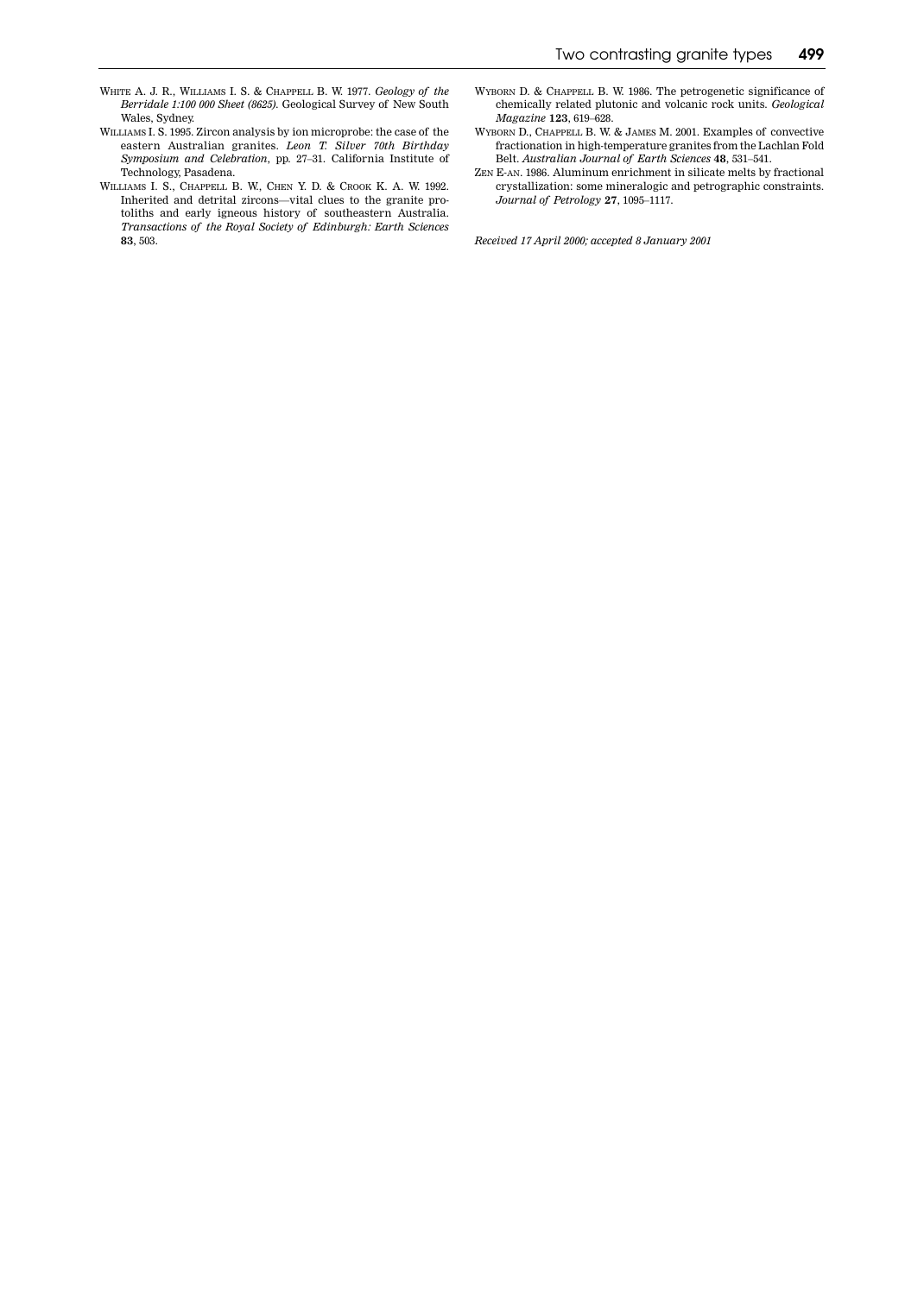White A. J. R., Williams I. S. & Chappell B. W. 1977. *Geology of the Berridale 1:100 000 Sheet (8625)*. Geological Survey of New South Wales, Sydney.

Williams I. S. 1995. Zircon analysis by ion microprobe: the case of the eastern Australian granites. *Leon T. Silver 70th Birthday Symposium and Celebration*, pp. 27–31. California Institute of Technology, Pasadena.

Williams I. S., Chappell B. W., Chen Y. D. & Crook K. A. W. 1992. Inherited and detrital zircons—vital clues to the granite protoliths and early igneous history of southeastern Australia. *Transactions of the Royal Society of Edinburgh: Earth Sciences* **83**, 503.

Wyborn D. & Chappell B. W. 1986. The petrogenetic significance of chemically related plutonic and volcanic rock units. *Geological Magazine* **123**, 619–628.

Wyborn D., Chappell B. W. & James M. 2001. Examples of convective fractionation in high-temperature granites from the Lachlan Fold Belt. *Australian Journal of Earth Sciences* **48**, 531–541.

Zen E-an. 1986. Aluminum enrichment in silicate melts by fractional crystallization: some mineralogic and petrographic constraints. *Journal of Petrology* **27**, 1095–1117.

*Received 17 April 2000; accepted 8 January 2001*